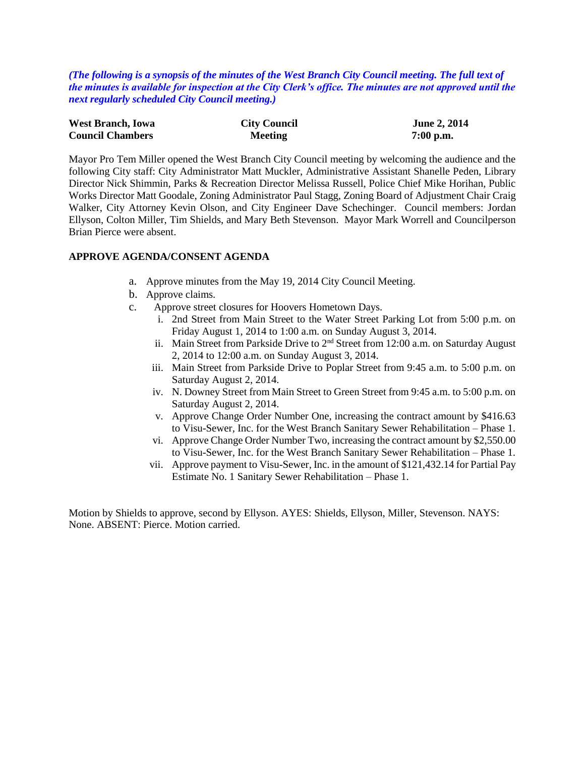*(The following is a synopsis of the minutes of the West Branch City Council meeting. The full text of the minutes is available for inspection at the City Clerk's office. The minutes are not approved until the next regularly scheduled City Council meeting.)*

| **West Branch, Iowa** | **City Council** | **June 2, 2014** |
|---|---|---|
| **Council Chambers** | **Meeting** | **7:00 p.m.** |

Mayor Pro Tem Miller opened the West Branch City Council meeting by welcoming the audience and the following City staff: City Administrator Matt Muckler, Administrative Assistant Shanelle Peden, Library Director Nick Shimmin, Parks & Recreation Director Melissa Russell, Police Chief Mike Horihan, Public Works Director Matt Goodale, Zoning Administrator Paul Stagg, Zoning Board of Adjustment Chair Craig Walker, City Attorney Kevin Olson, and City Engineer Dave Schechinger. Council members: Jordan Ellyson, Colton Miller, Tim Shields, and Mary Beth Stevenson. Mayor Mark Worrell and Councilperson Brian Pierce were absent.

**APPROVE AGENDA/CONSENT AGENDA**

a. Approve minutes from the May 19, 2014 City Council Meeting.
b. Approve claims.
c. Approve street closures for Hoovers Hometown Days.
   i. 2nd Street from Main Street to the Water Street Parking Lot from 5:00 p.m. on Friday August 1, 2014 to 1:00 a.m. on Sunday August 3, 2014.
   ii. Main Street from Parkside Drive to 2nd Street from 12:00 a.m. on Saturday August 2, 2014 to 12:00 a.m. on Sunday August 3, 2014.
   iii. Main Street from Parkside Drive to Poplar Street from 9:45 a.m. to 5:00 p.m. on Saturday August 2, 2014.
   iv. N. Downey Street from Main Street to Green Street from 9:45 a.m. to 5:00 p.m. on Saturday August 2, 2014.
   v. Approve Change Order Number One, increasing the contract amount by $416.63 to Visu-Sewer, Inc. for the West Branch Sanitary Sewer Rehabilitation – Phase 1.
   vi. Approve Change Order Number Two, increasing the contract amount by $2,550.00 to Visu-Sewer, Inc. for the West Branch Sanitary Sewer Rehabilitation – Phase 1.
   vii. Approve payment to Visu-Sewer, Inc. in the amount of $121,432.14 for Partial Pay Estimate No. 1 Sanitary Sewer Rehabilitation – Phase 1.

Motion by Shields to approve, second by Ellyson. AYES: Shields, Ellyson, Miller, Stevenson. NAYS: None. ABSENT: Pierce. Motion carried.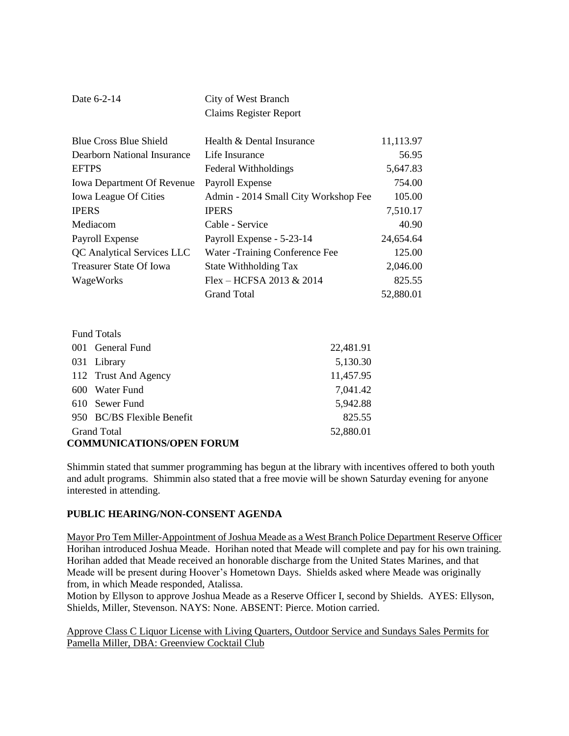Date 6-2-14 City of West Branch
Claims Register Report

| | | |
|---|---|---|
| Blue Cross Blue Shield | Health & Dental Insurance | 11,113.97 |
| Dearborn National Insurance | Life Insurance | 56.95 |
| EFTPS | Federal Withholdings | 5,647.83 |
| Iowa Department Of Revenue | Payroll Expense | 754.00 |
| Iowa League Of Cities | Admin - 2014 Small City Workshop Fee | 105.00 |
| IPERS | IPERS | 7,510.17 |
| Mediacom | Cable - Service | 40.90 |
| Payroll Expense | Payroll Expense - 5-23-14 | 24,654.64 |
| QC Analytical Services LLC | Water -Training Conference Fee | 125.00 |
| Treasurer State Of Iowa | State Withholding Tax | 2,046.00 |
| WageWorks | Flex – HCFSA 2013 & 2014 | 825.55 |
| | Grand Total | 52,880.01 |

| Fund Totals | |
|---|---|
| 001 General Fund | 22,481.91 |
| 031 Library | 5,130.30 |
| 112 Trust And Agency | 11,457.95 |
| 600 Water Fund | 7,041.42 |
| 610 Sewer Fund | 5,942.88 |
| 950 BC/BS Flexible Benefit | 825.55 |
| Grand Total | 52,880.01 |

**COMMUNICATIONS/OPEN FORUM**

Shimmin stated that summer programming has begun at the library with incentives offered to both youth and adult programs. Shimmin also stated that a free movie will be shown Saturday evening for anyone interested in attending.

**PUBLIC HEARING/NON-CONSENT AGENDA**

Mayor Pro Tem Miller-Appointment of Joshua Meade as a West Branch Police Department Reserve Officer
Horihan introduced Joshua Meade. Horihan noted that Meade will complete and pay for his own training. Horihan added that Meade received an honorable discharge from the United States Marines, and that Meade will be present during Hoover's Hometown Days. Shields asked where Meade was originally from, in which Meade responded, Atalissa.
Motion by Ellyson to approve Joshua Meade as a Reserve Officer I, second by Shields. AYES: Ellyson, Shields, Miller, Stevenson. NAYS: None. ABSENT: Pierce. Motion carried.

Approve Class C Liquor License with Living Quarters, Outdoor Service and Sundays Sales Permits for Pamella Miller, DBA: Greenview Cocktail Club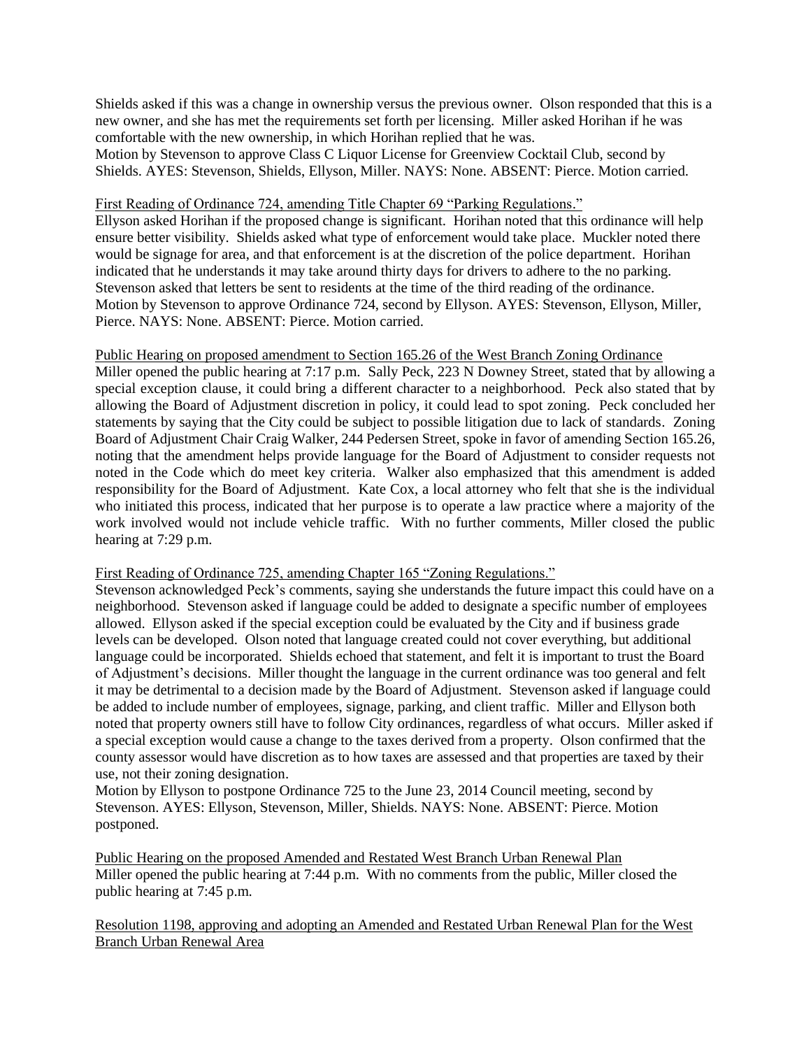Shields asked if this was a change in ownership versus the previous owner. Olson responded that this is a new owner, and she has met the requirements set forth per licensing. Miller asked Horihan if he was comfortable with the new ownership, in which Horihan replied that he was.
Motion by Stevenson to approve Class C Liquor License for Greenview Cocktail Club, second by Shields. AYES: Stevenson, Shields, Ellyson, Miller. NAYS: None. ABSENT: Pierce. Motion carried.

<u>First Reading of Ordinance 724, amending Title Chapter 69 "Parking Regulations."</u>
Ellyson asked Horihan if the proposed change is significant. Horihan noted that this ordinance will help ensure better visibility. Shields asked what type of enforcement would take place. Muckler noted there would be signage for area, and that enforcement is at the discretion of the police department. Horihan indicated that he understands it may take around thirty days for drivers to adhere to the no parking. Stevenson asked that letters be sent to residents at the time of the third reading of the ordinance.
Motion by Stevenson to approve Ordinance 724, second by Ellyson. AYES: Stevenson, Ellyson, Miller, Pierce. NAYS: None. ABSENT: Pierce. Motion carried.

<u>Public Hearing on proposed amendment to Section 165.26 of the West Branch Zoning Ordinance</u>
Miller opened the public hearing at 7:17 p.m. Sally Peck, 223 N Downey Street, stated that by allowing a special exception clause, it could bring a different character to a neighborhood. Peck also stated that by allowing the Board of Adjustment discretion in policy, it could lead to spot zoning. Peck concluded her statements by saying that the City could be subject to possible litigation due to lack of standards. Zoning Board of Adjustment Chair Craig Walker, 244 Pedersen Street, spoke in favor of amending Section 165.26, noting that the amendment helps provide language for the Board of Adjustment to consider requests not noted in the Code which do meet key criteria. Walker also emphasized that this amendment is added responsibility for the Board of Adjustment. Kate Cox, a local attorney who felt that she is the individual who initiated this process, indicated that her purpose is to operate a law practice where a majority of the work involved would not include vehicle traffic. With no further comments, Miller closed the public hearing at 7:29 p.m.

<u>First Reading of Ordinance 725, amending Chapter 165 "Zoning Regulations."</u>
Stevenson acknowledged Peck's comments, saying she understands the future impact this could have on a neighborhood. Stevenson asked if language could be added to designate a specific number of employees allowed. Ellyson asked if the special exception could be evaluated by the City and if business grade levels can be developed. Olson noted that language created could not cover everything, but additional language could be incorporated. Shields echoed that statement, and felt it is important to trust the Board of Adjustment's decisions. Miller thought the language in the current ordinance was too general and felt it may be detrimental to a decision made by the Board of Adjustment. Stevenson asked if language could be added to include number of employees, signage, parking, and client traffic. Miller and Ellyson both noted that property owners still have to follow City ordinances, regardless of what occurs. Miller asked if a special exception would cause a change to the taxes derived from a property. Olson confirmed that the county assessor would have discretion as to how taxes are assessed and that properties are taxed by their use, not their zoning designation.
Motion by Ellyson to postpone Ordinance 725 to the June 23, 2014 Council meeting, second by Stevenson. AYES: Ellyson, Stevenson, Miller, Shields. NAYS: None. ABSENT: Pierce. Motion postponed.

<u>Public Hearing on the proposed Amended and Restated West Branch Urban Renewal Plan</u>
Miller opened the public hearing at 7:44 p.m. With no comments from the public, Miller closed the public hearing at 7:45 p.m.

<u>Resolution 1198, approving and adopting an Amended and Restated Urban Renewal Plan for the West Branch Urban Renewal Area</u>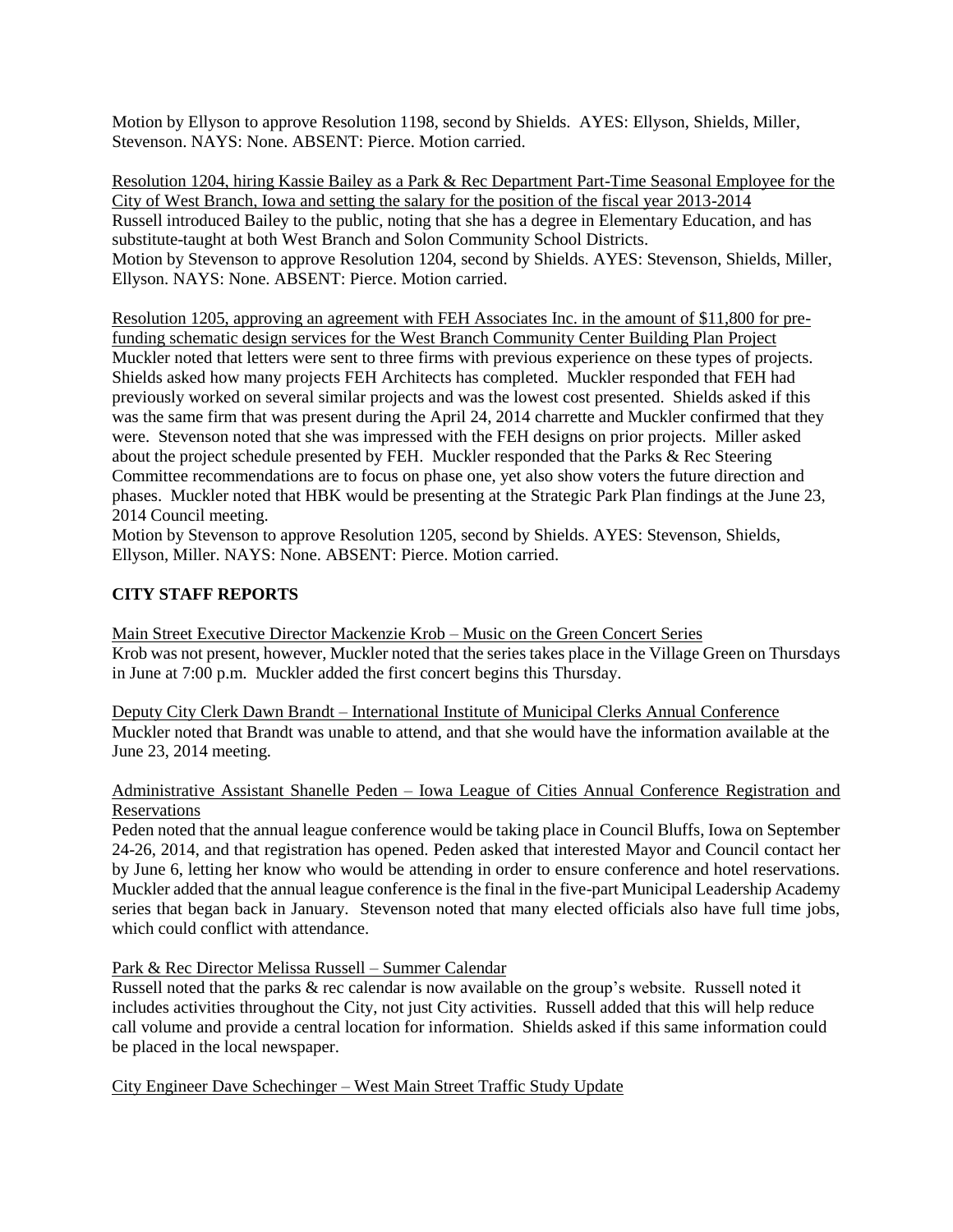Motion by Ellyson to approve Resolution 1198, second by Shields. AYES: Ellyson, Shields, Miller, Stevenson. NAYS: None. ABSENT: Pierce. Motion carried.

<u>Resolution 1204, hiring Kassie Bailey as a Park & Rec Department Part-Time Seasonal Employee for the City of West Branch, Iowa and setting the salary for the position of the fiscal year 2013-2014</u>
Russell introduced Bailey to the public, noting that she has a degree in Elementary Education, and has substitute-taught at both West Branch and Solon Community School Districts.
Motion by Stevenson to approve Resolution 1204, second by Shields. AYES: Stevenson, Shields, Miller, Ellyson. NAYS: None. ABSENT: Pierce. Motion carried.

<u>Resolution 1205, approving an agreement with FEH Associates Inc. in the amount of $11,800 for pre-funding schematic design services for the West Branch Community Center Building Plan Project</u>
Muckler noted that letters were sent to three firms with previous experience on these types of projects. Shields asked how many projects FEH Architects has completed. Muckler responded that FEH had previously worked on several similar projects and was the lowest cost presented. Shields asked if this was the same firm that was present during the April 24, 2014 charrette and Muckler confirmed that they were. Stevenson noted that she was impressed with the FEH designs on prior projects. Miller asked about the project schedule presented by FEH. Muckler responded that the Parks & Rec Steering Committee recommendations are to focus on phase one, yet also show voters the future direction and phases. Muckler noted that HBK would be presenting at the Strategic Park Plan findings at the June 23, 2014 Council meeting.
Motion by Stevenson to approve Resolution 1205, second by Shields. AYES: Stevenson, Shields, Ellyson, Miller. NAYS: None. ABSENT: Pierce. Motion carried.

## CITY STAFF REPORTS

<u>Main Street Executive Director Mackenzie Krob – Music on the Green Concert Series</u>
Krob was not present, however, Muckler noted that the series takes place in the Village Green on Thursdays in June at 7:00 p.m. Muckler added the first concert begins this Thursday.

<u>Deputy City Clerk Dawn Brandt – International Institute of Municipal Clerks Annual Conference</u>
Muckler noted that Brandt was unable to attend, and that she would have the information available at the June 23, 2014 meeting.

<u>Administrative Assistant Shanelle Peden – Iowa League of Cities Annual Conference Registration and Reservations</u>
Peden noted that the annual league conference would be taking place in Council Bluffs, Iowa on September 24-26, 2014, and that registration has opened. Peden asked that interested Mayor and Council contact her by June 6, letting her know who would be attending in order to ensure conference and hotel reservations. Muckler added that the annual league conference is the final in the five-part Municipal Leadership Academy series that began back in January. Stevenson noted that many elected officials also have full time jobs, which could conflict with attendance.

<u>Park & Rec Director Melissa Russell – Summer Calendar</u>
Russell noted that the parks & rec calendar is now available on the group's website. Russell noted it includes activities throughout the City, not just City activities. Russell added that this will help reduce call volume and provide a central location for information. Shields asked if this same information could be placed in the local newspaper.

<u>City Engineer Dave Schechinger – West Main Street Traffic Study Update</u>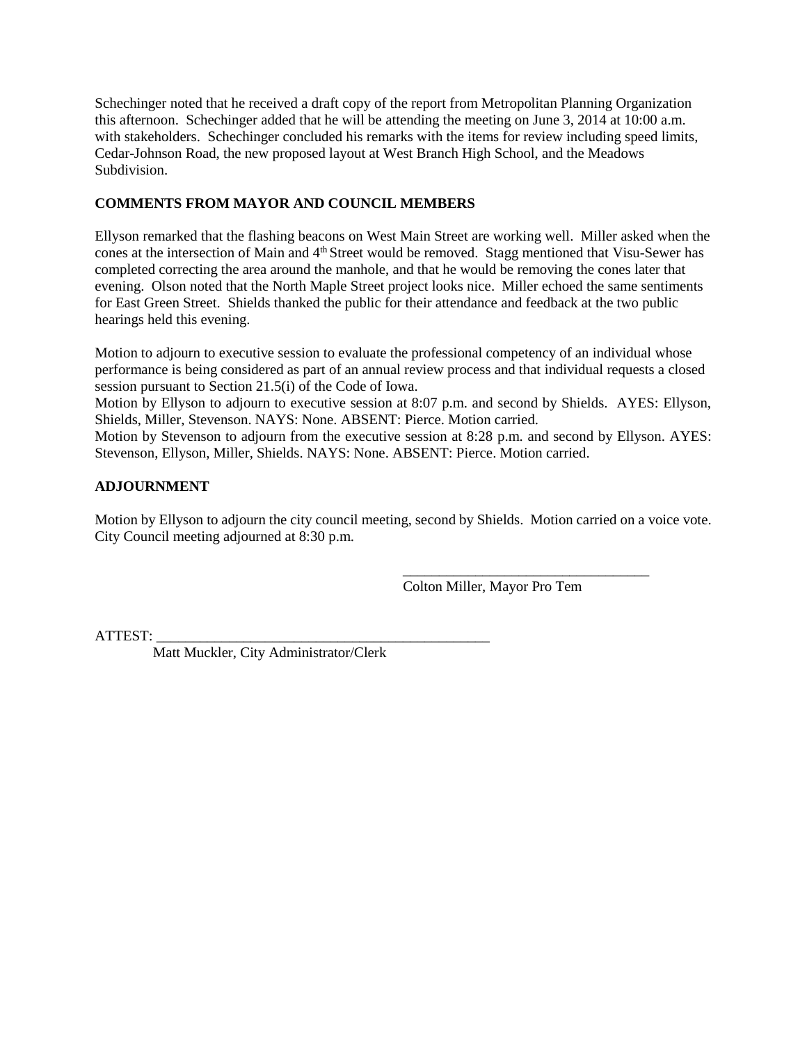Schechinger noted that he received a draft copy of the report from Metropolitan Planning Organization this afternoon. Schechinger added that he will be attending the meeting on June 3, 2014 at 10:00 a.m. with stakeholders. Schechinger concluded his remarks with the items for review including speed limits, Cedar-Johnson Road, the new proposed layout at West Branch High School, and the Meadows Subdivision.

## COMMENTS FROM MAYOR AND COUNCIL MEMBERS

Ellyson remarked that the flashing beacons on West Main Street are working well. Miller asked when the cones at the intersection of Main and 4th Street would be removed. Stagg mentioned that Visu-Sewer has completed correcting the area around the manhole, and that he would be removing the cones later that evening. Olson noted that the North Maple Street project looks nice. Miller echoed the same sentiments for East Green Street. Shields thanked the public for their attendance and feedback at the two public hearings held this evening.

Motion to adjourn to executive session to evaluate the professional competency of an individual whose performance is being considered as part of an annual review process and that individual requests a closed session pursuant to Section 21.5(i) of the Code of Iowa.
Motion by Ellyson to adjourn to executive session at 8:07 p.m. and second by Shields. AYES: Ellyson, Shields, Miller, Stevenson. NAYS: None. ABSENT: Pierce. Motion carried.
Motion by Stevenson to adjourn from the executive session at 8:28 p.m. and second by Ellyson. AYES: Stevenson, Ellyson, Miller, Shields. NAYS: None. ABSENT: Pierce. Motion carried.

## ADJOURNMENT

Motion by Ellyson to adjourn the city council meeting, second by Shields. Motion carried on a voice vote. City Council meeting adjourned at 8:30 p.m.

\_\_\_\_\_\_\_\_\_\_\_\_\_\_\_\_\_\_\_\_\_\_\_\_\_\_\_\_\_\_\_\_\_\_\_
Colton Miller, Mayor Pro Tem

ATTEST: \_\_\_\_\_\_\_\_\_\_\_\_\_\_\_\_\_\_\_\_\_\_\_\_\_\_\_\_\_\_\_\_\_\_\_\_\_\_\_\_\_\_\_\_\_\_\_
Matt Muckler, City Administrator/Clerk